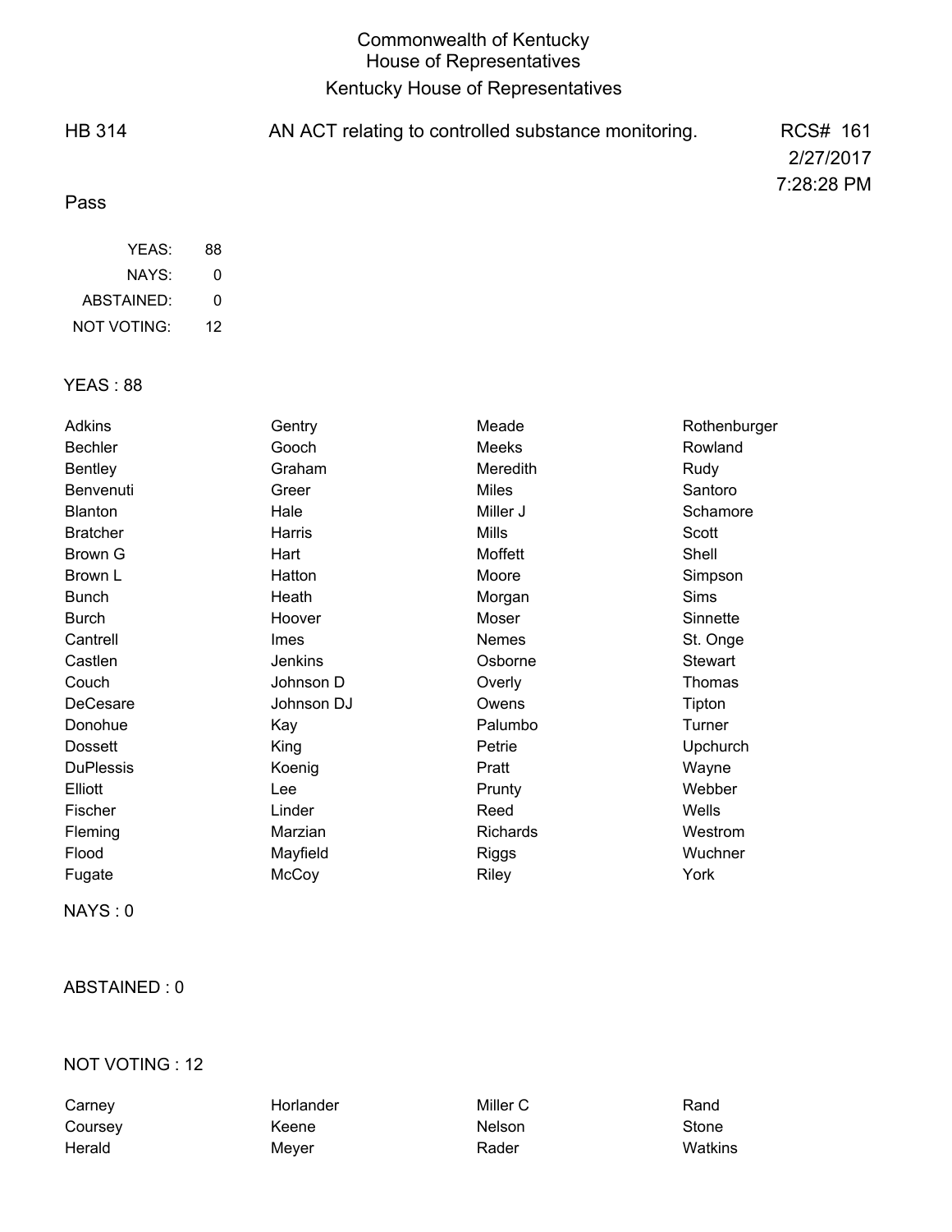# Commonwealth of Kentucky
## House of Representatives
## Kentucky House of Representatives

HB 314 — AN ACT relating to controlled substance monitoring. — RCS# 161
2/27/2017
7:28:28 PM

Pass

| | |
|---|---|
| YEAS: | 88 |
| NAYS: | 0 |
| ABSTAINED: | 0 |
| NOT VOTING: | 12 |

YEAS : 88

| | | | |
|---|---|---|---|
| Adkins | Gentry | Meade | Rothenburger |
| Bechler | Gooch | Meeks | Rowland |
| Bentley | Graham | Meredith | Rudy |
| Benvenuti | Greer | Miles | Santoro |
| Blanton | Hale | Miller J | Schamore |
| Bratcher | Harris | Mills | Scott |
| Brown G | Hart | Moffett | Shell |
| Brown L | Hatton | Moore | Simpson |
| Bunch | Heath | Morgan | Sims |
| Burch | Hoover | Moser | Sinnette |
| Cantrell | Imes | Nemes | St. Onge |
| Castlen | Jenkins | Osborne | Stewart |
| Couch | Johnson D | Overly | Thomas |
| DeCesare | Johnson DJ | Owens | Tipton |
| Donohue | Kay | Palumbo | Turner |
| Dossett | King | Petrie | Upchurch |
| DuPlessis | Koenig | Pratt | Wayne |
| Elliott | Lee | Prunty | Webber |
| Fischer | Linder | Reed | Wells |
| Fleming | Marzian | Richards | Westrom |
| Flood | Mayfield | Riggs | Wuchner |
| Fugate | McCoy | Riley | York |

NAYS : 0

ABSTAINED : 0

NOT VOTING : 12

| | | | |
|---|---|---|---|
| Carney | Horlander | Miller C | Rand |
| Coursey | Keene | Nelson | Stone |
| Herald | Meyer | Rader | Watkins |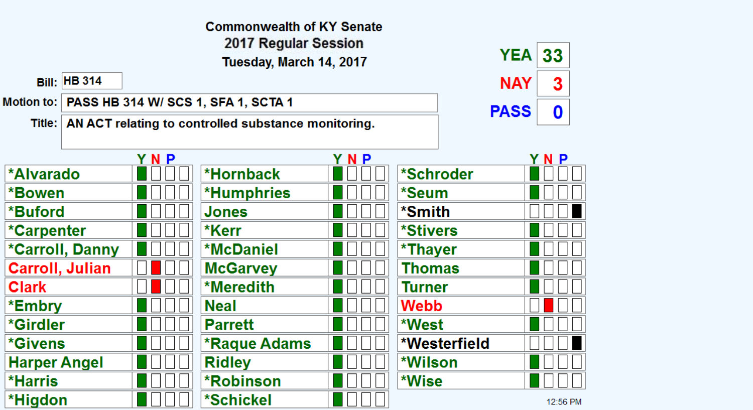# Commonwealth of KY Senate
## 2017 Regular Session
### Tuesday, March 14, 2017

**Bill:** HB 314

**Motion to:** PASS HB 314 W/ SCS 1, SFA 1, SCTA 1

**Title:** AN ACT relating to controlled substance monitoring.

| YEA | NAY | PASS |
|---|---|---|
| 33 | 3 | 0 |

| Senator | Y | N | P | |
|---|---|---|---|---|
| *Alvarado | X | | | |
| *Bowen | X | | | |
| *Buford | X | | | |
| *Carpenter | X | | | |
| *Carroll, Danny | X | | | |
| Carroll, Julian | | X | | |
| Clark | | X | | |
| *Embry | X | | | |
| *Girdler | X | | | |
| *Givens | X | | | |
| Harper Angel | X | | | |
| *Harris | X | | | |
| *Higdon | X | | | |
| *Hornback | X | | | |
| *Humphries | X | | | |
| Jones | X | | | |
| *Kerr | X | | | |
| *McDaniel | X | | | |
| McGarvey | X | | | |
| *Meredith | X | | | |
| Neal | X | | | |
| Parrett | X | | | |
| *Raque Adams | X | | | |
| Ridley | X | | | |
| *Robinson | X | | | |
| *Schickel | X | | | |
| *Schroder | X | | | |
| *Seum | X | | | |
| *Smith | | | | X |
| *Stivers | X | | | |
| *Thayer | X | | | |
| Thomas | X | | | |
| Turner | X | | | |
| Webb | | X | | |
| *West | X | | | |
| *Westerfield | | | | X |
| *Wilson | X | | | |
| *Wise | X | | | |

12:56 PM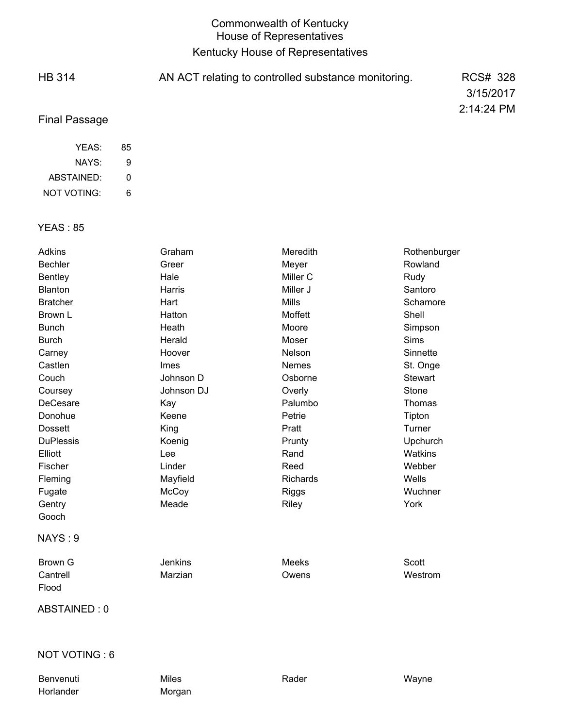# Commonwealth of Kentucky
## House of Representatives
## Kentucky House of Representatives

HB 314 — AN ACT relating to controlled substance monitoring. — RCS# 328
3/15/2017
2:14:24 PM

### Final Passage

| | |
|---|---|
| YEAS: | 85 |
| NAYS: | 9 |
| ABSTAINED: | 0 |
| NOT VOTING: | 6 |

### YEAS : 85

| | | | |
|---|---|---|---|
| Adkins | Graham | Meredith | Rothenburger |
| Bechler | Greer | Meyer | Rowland |
| Bentley | Hale | Miller C | Rudy |
| Blanton | Harris | Miller J | Santoro |
| Bratcher | Hart | Mills | Schamore |
| Brown L | Hatton | Moffett | Shell |
| Bunch | Heath | Moore | Simpson |
| Burch | Herald | Moser | Sims |
| Carney | Hoover | Nelson | Sinnette |
| Castlen | Imes | Nemes | St. Onge |
| Couch | Johnson D | Osborne | Stewart |
| Coursey | Johnson DJ | Overly | Stone |
| DeCesare | Kay | Palumbo | Thomas |
| Donohue | Keene | Petrie | Tipton |
| Dossett | King | Pratt | Turner |
| DuPlessis | Koenig | Prunty | Upchurch |
| Elliott | Lee | Rand | Watkins |
| Fischer | Linder | Reed | Webber |
| Fleming | Mayfield | Richards | Wells |
| Fugate | McCoy | Riggs | Wuchner |
| Gentry | Meade | Riley | York |
| Gooch | | | |

### NAYS : 9

| | | | |
|---|---|---|---|
| Brown G | Jenkins | Meeks | Scott |
| Cantrell | Marzian | Owens | Westrom |
| Flood | | | |

### ABSTAINED : 0

### NOT VOTING : 6

| | | | |
|---|---|---|---|
| Benvenuti | Miles | Rader | Wayne |
| Horlander | Morgan | | |